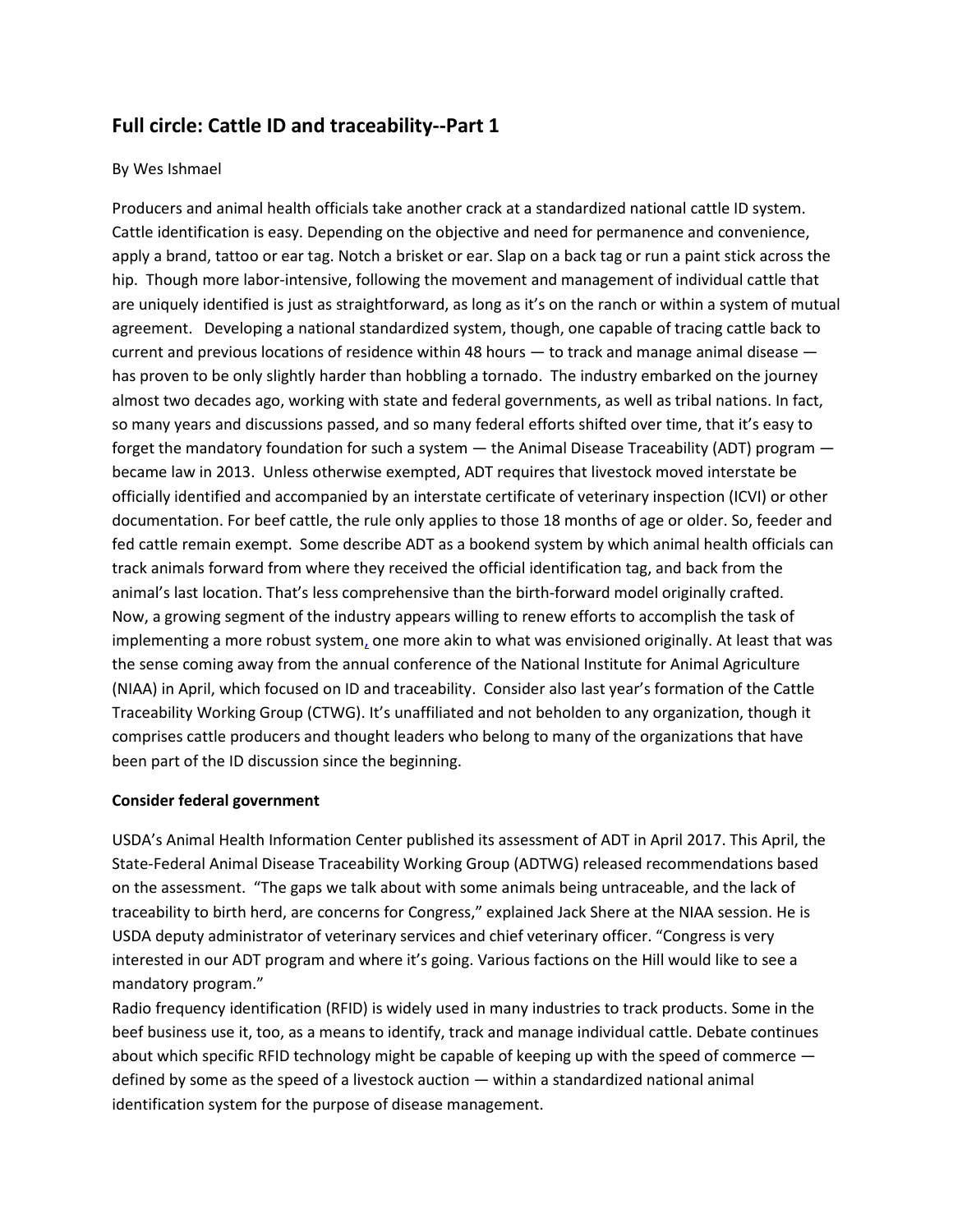## Full circle: Cattle ID and traceability--Part 1

By Wes Ishmael

Producers and animal health officials take another crack at a standardized national cattle ID system. Cattle identification is easy. Depending on the objective and need for permanence and convenience, apply a brand, tattoo or ear tag. Notch a brisket or ear. Slap on a back tag or run a paint stick across the hip. Though more labor-intensive, following the movement and management of individual cattle that are uniquely identified is just as straightforward, as long as it's on the ranch or within a system of mutual agreement. Developing a national standardized system, though, one capable of tracing cattle back to current and previous locations of residence within 48 hours — to track and manage animal disease — has proven to be only slightly harder than hobbling a tornado. The industry embarked on the journey almost two decades ago, working with state and federal governments, as well as tribal nations. In fact, so many years and discussions passed, and so many federal efforts shifted over time, that it's easy to forget the mandatory foundation for such a system — the Animal Disease Traceability (ADT) program — became law in 2013. Unless otherwise exempted, ADT requires that livestock moved interstate be officially identified and accompanied by an interstate certificate of veterinary inspection (ICVI) or other documentation. For beef cattle, the rule only applies to those 18 months of age or older. So, feeder and fed cattle remain exempt. Some describe ADT as a bookend system by which animal health officials can track animals forward from where they received the official identification tag, and back from the animal's last location. That's less comprehensive than the birth-forward model originally crafted.

Now, a growing segment of the industry appears willing to renew efforts to accomplish the task of implementing a more robust system, one more akin to what was envisioned originally. At least that was the sense coming away from the annual conference of the National Institute for Animal Agriculture (NIAA) in April, which focused on ID and traceability. Consider also last year's formation of the Cattle Traceability Working Group (CTWG). It's unaffiliated and not beholden to any organization, though it comprises cattle producers and thought leaders who belong to many of the organizations that have been part of the ID discussion since the beginning.

**Consider federal government**

USDA's Animal Health Information Center published its assessment of ADT in April 2017. This April, the State-Federal Animal Disease Traceability Working Group (ADTWG) released recommendations based on the assessment. "The gaps we talk about with some animals being untraceable, and the lack of traceability to birth herd, are concerns for Congress," explained Jack Shere at the NIAA session. He is USDA deputy administrator of veterinary services and chief veterinary officer. "Congress is very interested in our ADT program and where it's going. Various factions on the Hill would like to see a mandatory program."

Radio frequency identification (RFID) is widely used in many industries to track products. Some in the beef business use it, too, as a means to identify, track and manage individual cattle. Debate continues about which specific RFID technology might be capable of keeping up with the speed of commerce — defined by some as the speed of a livestock auction — within a standardized national animal identification system for the purpose of disease management.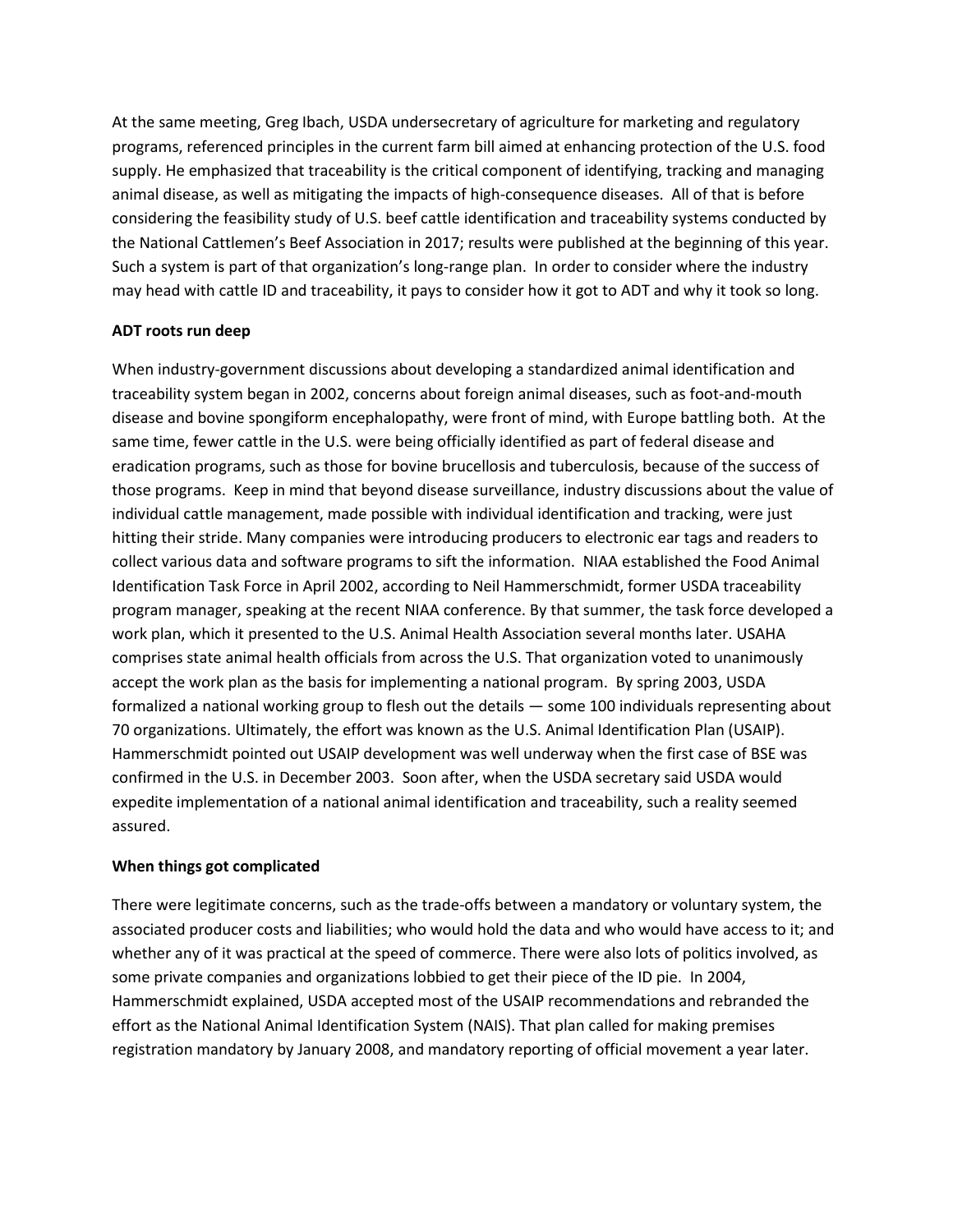At the same meeting, Greg Ibach, USDA undersecretary of agriculture for marketing and regulatory programs, referenced principles in the current farm bill aimed at enhancing protection of the U.S. food supply. He emphasized that traceability is the critical component of identifying, tracking and managing animal disease, as well as mitigating the impacts of high-consequence diseases. All of that is before considering the feasibility study of U.S. beef cattle identification and traceability systems conducted by the National Cattlemen's Beef Association in 2017; results were published at the beginning of this year. Such a system is part of that organization's long-range plan. In order to consider where the industry may head with cattle ID and traceability, it pays to consider how it got to ADT and why it took so long.

**ADT roots run deep**

When industry-government discussions about developing a standardized animal identification and traceability system began in 2002, concerns about foreign animal diseases, such as foot-and-mouth disease and bovine spongiform encephalopathy, were front of mind, with Europe battling both. At the same time, fewer cattle in the U.S. were being officially identified as part of federal disease and eradication programs, such as those for bovine brucellosis and tuberculosis, because of the success of those programs. Keep in mind that beyond disease surveillance, industry discussions about the value of individual cattle management, made possible with individual identification and tracking, were just hitting their stride. Many companies were introducing producers to electronic ear tags and readers to collect various data and software programs to sift the information. NIAA established the Food Animal Identification Task Force in April 2002, according to Neil Hammerschmidt, former USDA traceability program manager, speaking at the recent NIAA conference. By that summer, the task force developed a work plan, which it presented to the U.S. Animal Health Association several months later. USAHA comprises state animal health officials from across the U.S. That organization voted to unanimously accept the work plan as the basis for implementing a national program. By spring 2003, USDA formalized a national working group to flesh out the details — some 100 individuals representing about 70 organizations. Ultimately, the effort was known as the U.S. Animal Identification Plan (USAIP). Hammerschmidt pointed out USAIP development was well underway when the first case of BSE was confirmed in the U.S. in December 2003. Soon after, when the USDA secretary said USDA would expedite implementation of a national animal identification and traceability, such a reality seemed assured.

**When things got complicated**

There were legitimate concerns, such as the trade-offs between a mandatory or voluntary system, the associated producer costs and liabilities; who would hold the data and who would have access to it; and whether any of it was practical at the speed of commerce. There were also lots of politics involved, as some private companies and organizations lobbied to get their piece of the ID pie. In 2004, Hammerschmidt explained, USDA accepted most of the USAIP recommendations and rebranded the effort as the National Animal Identification System (NAIS). That plan called for making premises registration mandatory by January 2008, and mandatory reporting of official movement a year later.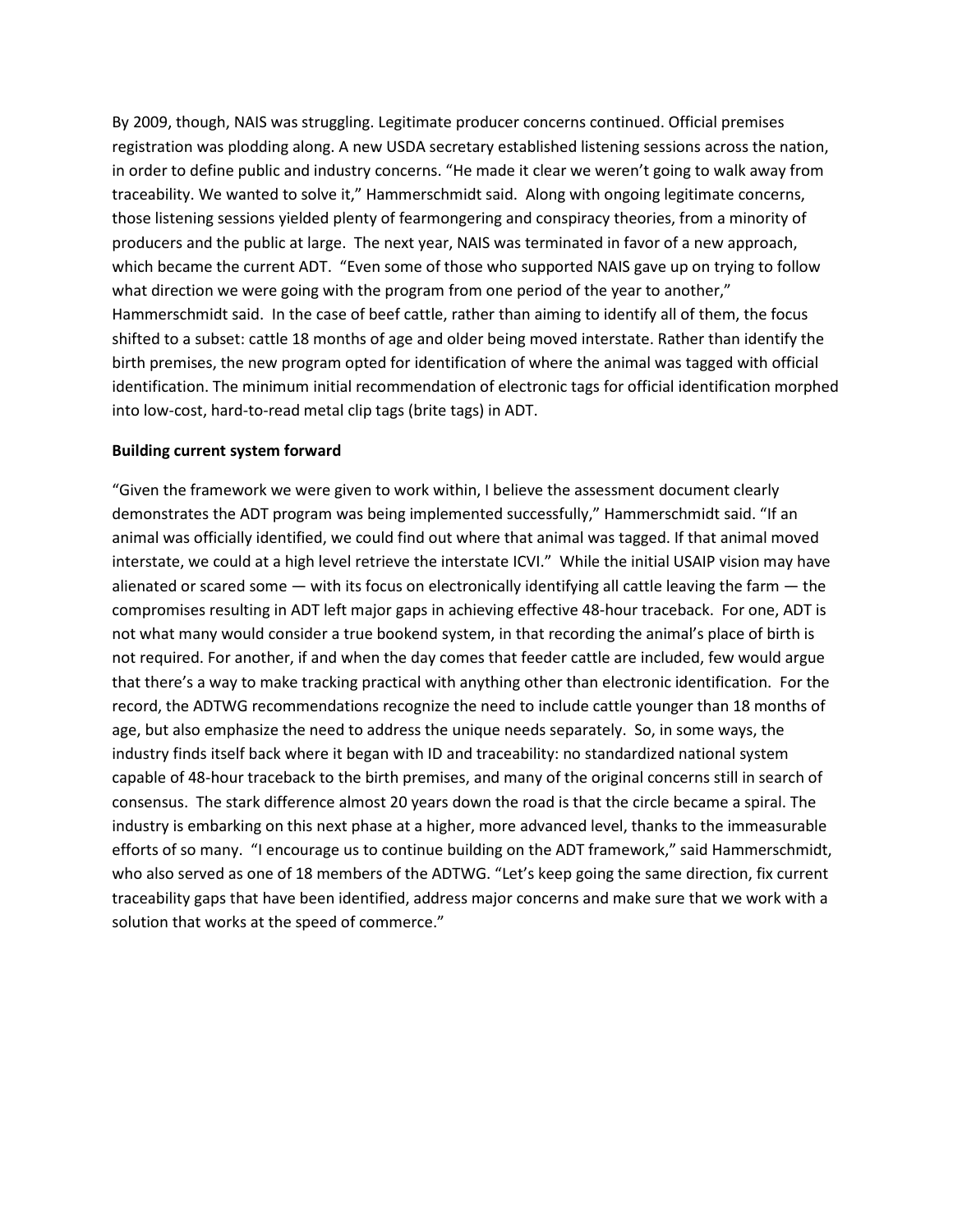By 2009, though, NAIS was struggling. Legitimate producer concerns continued. Official premises registration was plodding along. A new USDA secretary established listening sessions across the nation, in order to define public and industry concerns. "He made it clear we weren't going to walk away from traceability. We wanted to solve it," Hammerschmidt said. Along with ongoing legitimate concerns, those listening sessions yielded plenty of fearmongering and conspiracy theories, from a minority of producers and the public at large. The next year, NAIS was terminated in favor of a new approach, which became the current ADT. "Even some of those who supported NAIS gave up on trying to follow what direction we were going with the program from one period of the year to another," Hammerschmidt said. In the case of beef cattle, rather than aiming to identify all of them, the focus shifted to a subset: cattle 18 months of age and older being moved interstate. Rather than identify the birth premises, the new program opted for identification of where the animal was tagged with official identification. The minimum initial recommendation of electronic tags for official identification morphed into low-cost, hard-to-read metal clip tags (brite tags) in ADT.

**Building current system forward**

"Given the framework we were given to work within, I believe the assessment document clearly demonstrates the ADT program was being implemented successfully," Hammerschmidt said. "If an animal was officially identified, we could find out where that animal was tagged. If that animal moved interstate, we could at a high level retrieve the interstate ICVI." While the initial USAIP vision may have alienated or scared some — with its focus on electronically identifying all cattle leaving the farm — the compromises resulting in ADT left major gaps in achieving effective 48-hour traceback. For one, ADT is not what many would consider a true bookend system, in that recording the animal's place of birth is not required. For another, if and when the day comes that feeder cattle are included, few would argue that there's a way to make tracking practical with anything other than electronic identification. For the record, the ADTWG recommendations recognize the need to include cattle younger than 18 months of age, but also emphasize the need to address the unique needs separately. So, in some ways, the industry finds itself back where it began with ID and traceability: no standardized national system capable of 48-hour traceback to the birth premises, and many of the original concerns still in search of consensus. The stark difference almost 20 years down the road is that the circle became a spiral. The industry is embarking on this next phase at a higher, more advanced level, thanks to the immeasurable efforts of so many. "I encourage us to continue building on the ADT framework," said Hammerschmidt, who also served as one of 18 members of the ADTWG. "Let's keep going the same direction, fix current traceability gaps that have been identified, address major concerns and make sure that we work with a solution that works at the speed of commerce."